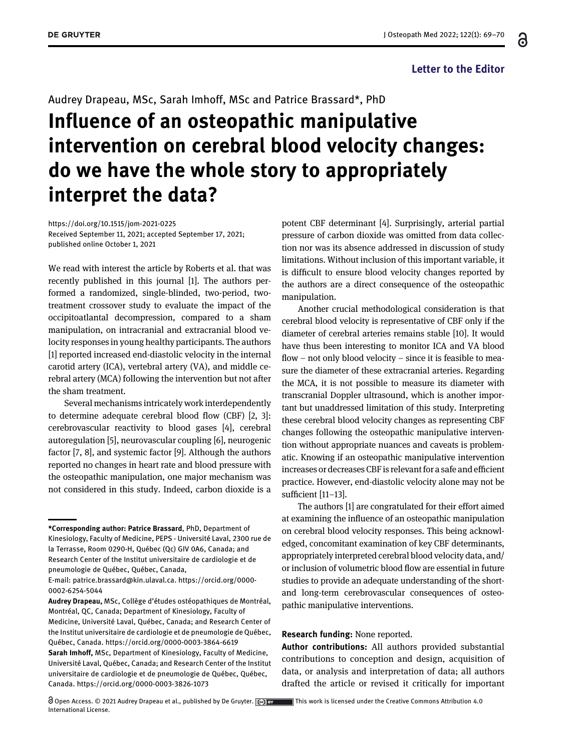Letter to the Editor

Audrey Drapeau, MSc, Sarah Imhoff, MSc and Patrice Brassard*, PhD

# Influence of an osteopathic manipulative intervention on cerebral blood velocity changes: do we have the whole story to appropriately interpret the data?

https://doi.org/10.1515/jom-2021-0225
Received September 11, 2021; accepted September 17, 2021; published online October 1, 2021

We read with interest the article by Roberts et al. that was recently published in this journal [1]. The authors performed a randomized, single-blinded, two-period, two-treatment crossover study to evaluate the impact of the occipitoatlantal decompression, compared to a sham manipulation, on intracranial and extracranial blood velocity responses in young healthy participants. The authors [1] reported increased end-diastolic velocity in the internal carotid artery (ICA), vertebral artery (VA), and middle cerebral artery (MCA) following the intervention but not after the sham treatment.

Several mechanisms intricately work interdependently to determine adequate cerebral blood flow (CBF) [2, 3]: cerebrovascular reactivity to blood gases [4], cerebral autoregulation [5], neurovascular coupling [6], neurogenic factor [7, 8], and systemic factor [9]. Although the authors reported no changes in heart rate and blood pressure with the osteopathic manipulation, one major mechanism was not considered in this study. Indeed, carbon dioxide is a potent CBF determinant [4]. Surprisingly, arterial partial pressure of carbon dioxide was omitted from data collection nor was its absence addressed in discussion of study limitations. Without inclusion of this important variable, it is difficult to ensure blood velocity changes reported by the authors are a direct consequence of the osteopathic manipulation.

Another crucial methodological consideration is that cerebral blood velocity is representative of CBF only if the diameter of cerebral arteries remains stable [10]. It would have thus been interesting to monitor ICA and VA blood flow – not only blood velocity – since it is feasible to measure the diameter of these extracranial arteries. Regarding the MCA, it is not possible to measure its diameter with transcranial Doppler ultrasound, which is another important but unaddressed limitation of this study. Interpreting these cerebral blood velocity changes as representing CBF changes following the osteopathic manipulative intervention without appropriate nuances and caveats is problematic. Knowing if an osteopathic manipulative intervention increases or decreases CBF is relevant for a safe and efficient practice. However, end-diastolic velocity alone may not be sufficient [11–13].

The authors [1] are congratulated for their effort aimed at examining the influence of an osteopathic manipulation on cerebral blood velocity responses. This being acknowledged, concomitant examination of key CBF determinants, appropriately interpreted cerebral blood velocity data, and/or inclusion of volumetric blood flow are essential in future studies to provide an adequate understanding of the short- and long-term cerebrovascular consequences of osteopathic manipulative interventions.

**Research funding:** None reported.

**Author contributions:** All authors provided substantial contributions to conception and design, acquisition of data, or analysis and interpretation of data; all authors drafted the article or revised it critically for important

---

***Corresponding author: Patrice Brassard**, PhD, Department of Kinesiology, Faculty of Medicine, PEPS - Université Laval, 2300 rue de la Terrasse, Room 0290-H, Québec (Qc) G1V 0A6, Canada; and Research Center of the Institut universitaire de cardiologie et de pneumologie de Québec, Québec, Canada, E-mail: patrice.brassard@kin.ulaval.ca. https://orcid.org/0000-0002-6254-5044

**Audrey Drapeau,** MSc, Collège d'études ostéopathiques de Montréal, Montréal, QC, Canada; Department of Kinesiology, Faculty of Medicine, Université Laval, Québec, Canada; and Research Center of the Institut universitaire de cardiologie et de pneumologie de Québec, Québec, Canada. https://orcid.org/0000-0003-3864-6619

**Sarah Imhoff,** MSc, Department of Kinesiology, Faculty of Medicine, Université Laval, Québec, Canada; and Research Center of the Institut universitaire de cardiologie et de pneumologie de Québec, Québec, Canada. https://orcid.org/0000-0003-3826-1073

Open Access. © 2021 Audrey Drapeau et al., published by De Gruyter. This work is licensed under the Creative Commons Attribution 4.0 International License.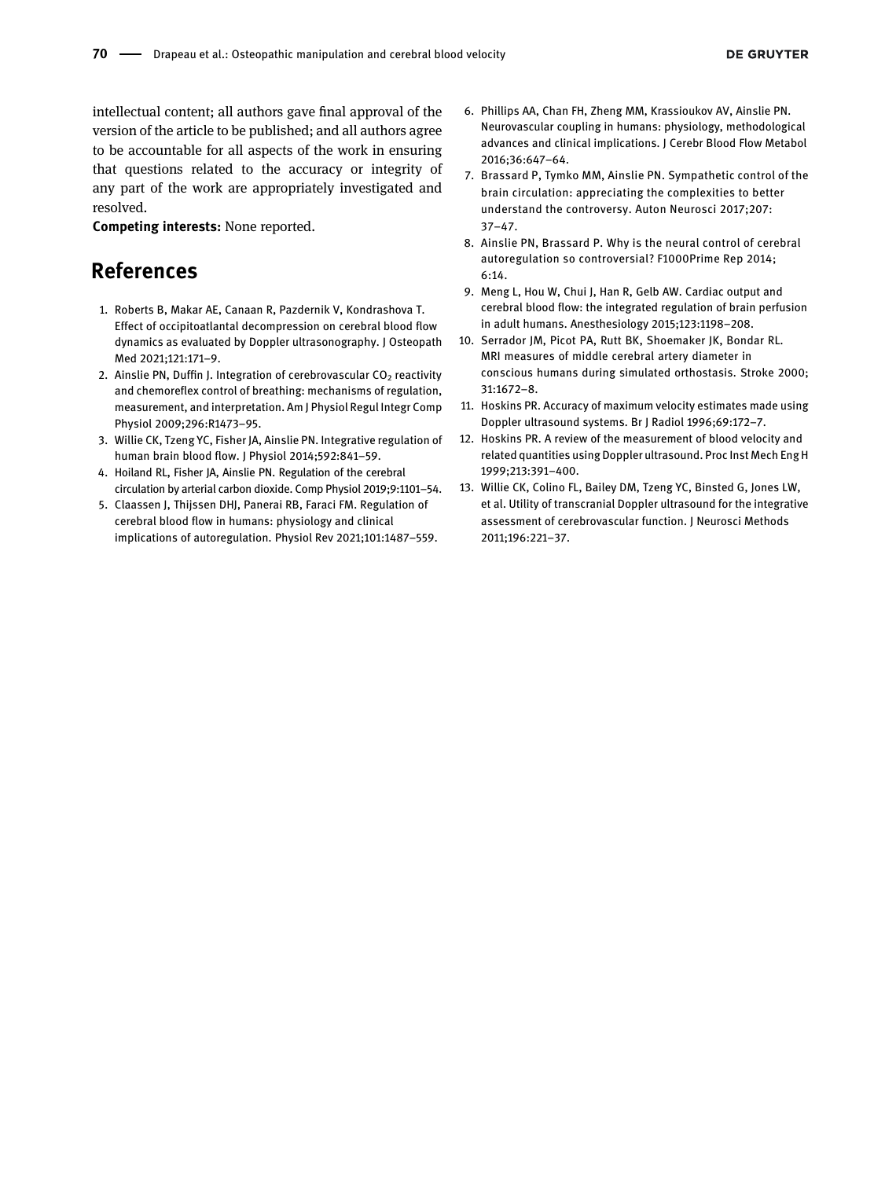intellectual content; all authors gave final approval of the version of the article to be published; and all authors agree to be accountable for all aspects of the work in ensuring that questions related to the accuracy or integrity of any part of the work are appropriately investigated and resolved.

**Competing interests:** None reported.

## References

1. Roberts B, Makar AE, Canaan R, Pazdernik V, Kondrashova T. Effect of occipitoatlantal decompression on cerebral blood flow dynamics as evaluated by Doppler ultrasonography. J Osteopath Med 2021;121:171–9.
2. Ainslie PN, Duffin J. Integration of cerebrovascular $CO_2$ reactivity and chemoreflex control of breathing: mechanisms of regulation, measurement, and interpretation. Am J Physiol Regul Integr Comp Physiol 2009;296:R1473–95.
3. Willie CK, Tzeng YC, Fisher JA, Ainslie PN. Integrative regulation of human brain blood flow. J Physiol 2014;592:841–59.
4. Hoiland RL, Fisher JA, Ainslie PN. Regulation of the cerebral circulation by arterial carbon dioxide. Comp Physiol 2019;9:1101–54.
5. Claassen J, Thijssen DHJ, Panerai RB, Faraci FM. Regulation of cerebral blood flow in humans: physiology and clinical implications of autoregulation. Physiol Rev 2021;101:1487–559.
6. Phillips AA, Chan FH, Zheng MM, Krassioukov AV, Ainslie PN. Neurovascular coupling in humans: physiology, methodological advances and clinical implications. J Cerebr Blood Flow Metabol 2016;36:647–64.
7. Brassard P, Tymko MM, Ainslie PN. Sympathetic control of the brain circulation: appreciating the complexities to better understand the controversy. Auton Neurosci 2017;207: 37–47.
8. Ainslie PN, Brassard P. Why is the neural control of cerebral autoregulation so controversial? F1000Prime Rep 2014; 6:14.
9. Meng L, Hou W, Chui J, Han R, Gelb AW. Cardiac output and cerebral blood flow: the integrated regulation of brain perfusion in adult humans. Anesthesiology 2015;123:1198–208.
10. Serrador JM, Picot PA, Rutt BK, Shoemaker JK, Bondar RL. MRI measures of middle cerebral artery diameter in conscious humans during simulated orthostasis. Stroke 2000; 31:1672–8.
11. Hoskins PR. Accuracy of maximum velocity estimates made using Doppler ultrasound systems. Br J Radiol 1996;69:172–7.
12. Hoskins PR. A review of the measurement of blood velocity and related quantities using Doppler ultrasound. Proc Inst Mech Eng H 1999;213:391–400.
13. Willie CK, Colino FL, Bailey DM, Tzeng YC, Binsted G, Jones LW, et al. Utility of transcranial Doppler ultrasound for the integrative assessment of cerebrovascular function. J Neurosci Methods 2011;196:221–37.